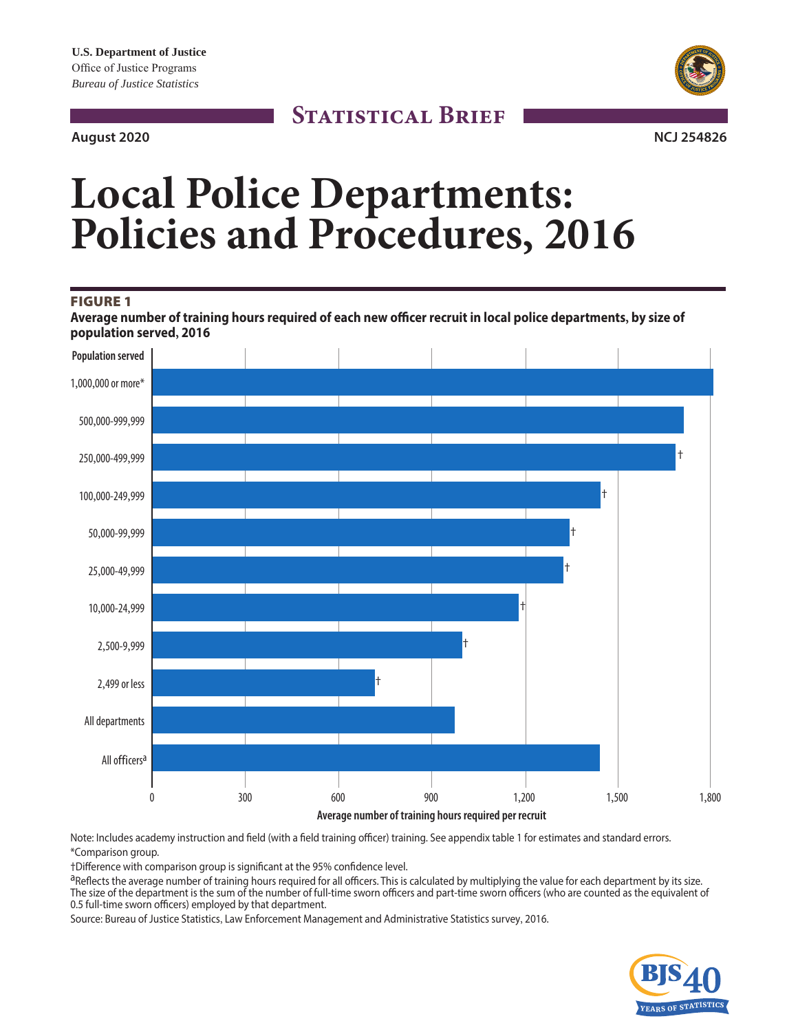U.S. Department of Justice
Office of Justice Programs
*Bureau of Justice Statistics*

**Statistical Brief**

**August 2020** **NCJ 254826**

# Local Police Departments: Policies and Procedures, 2016

**FIGURE 1**

**Average number of training hours required of each new officer recruit in local police departments, by size of population served, 2016**

| Population served | Average number of training hours required per recruit |
|---|---|
| 1,000,000 or more* | |
| 500,000-999,999 | |
| 250,000-499,999 | † |
| 100,000-249,999 | † |
| 50,000-99,999 | † |
| 25,000-49,999 | † |
| 10,000-24,999 | † |
| 2,500-9,999 | † |
| 2,499 or less | † |
| All departments | |
| All officers[a] | |

Note: Includes academy instruction and field (with a field training officer) training. See appendix table 1 for estimates and standard errors.

*Comparison group.

†Difference with comparison group is significant at the 95% confidence level.

[a]Reflects the average number of training hours required for all officers. This is calculated by multiplying the value for each department by its size. The size of the department is the sum of the number of full-time sworn officers and part-time sworn officers (who are counted as the equivalent of 0.5 full-time sworn officers) employed by that department.

Source: Bureau of Justice Statistics, Law Enforcement Management and Administrative Statistics survey, 2016.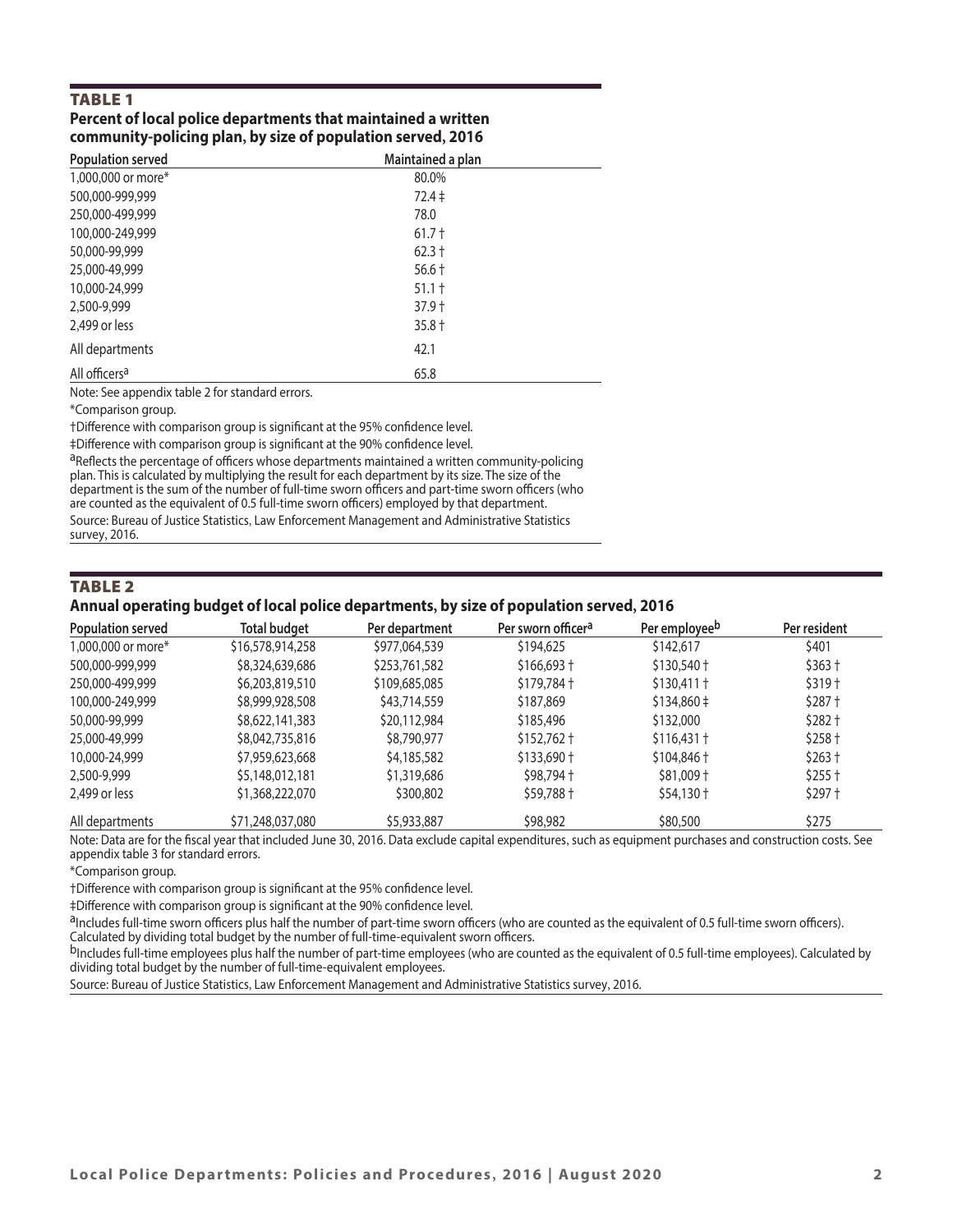## TABLE 1

**Percent of local police departments that maintained a written community-policing plan, by size of population served, 2016**

| Population served | Maintained a plan |
|---|---|
| 1,000,000 or more* | 80.0% |
| 500,000-999,999 | 72.4 ‡ |
| 250,000-499,999 | 78.0 |
| 100,000-249,999 | 61.7 † |
| 50,000-99,999 | 62.3 † |
| 25,000-49,999 | 56.6 † |
| 10,000-24,999 | 51.1 † |
| 2,500-9,999 | 37.9 † |
| 2,499 or less | 35.8 † |
| All departments | 42.1 |
| All officers[a] | 65.8 |

Note: See appendix table 2 for standard errors.

*Comparison group.

†Difference with comparison group is significant at the 95% confidence level.

‡Difference with comparison group is significant at the 90% confidence level.

[a]Reflects the percentage of officers whose departments maintained a written community-policing plan. This is calculated by multiplying the result for each department by its size. The size of the department is the sum of the number of full-time sworn officers and part-time sworn officers (who are counted as the equivalent of 0.5 full-time sworn officers) employed by that department.

Source: Bureau of Justice Statistics, Law Enforcement Management and Administrative Statistics survey, 2016.

## TABLE 2

**Annual operating budget of local police departments, by size of population served, 2016**

| Population served | Total budget | Per department | Per sworn officer[a] | Per employee[b] | Per resident |
|---|---|---|---|---|---|
| 1,000,000 or more* | $16,578,914,258 | $977,064,539 | $194,625 | $142,617 | $401 |
| 500,000-999,999 | $8,324,639,686 | $253,761,582 | $166,693 † | $130,540 † | $363 † |
| 250,000-499,999 | $6,203,819,510 | $109,685,085 | $179,784 † | $130,411 † | $319 † |
| 100,000-249,999 | $8,999,928,508 | $43,714,559 | $187,869 | $134,860 ‡ | $287 † |
| 50,000-99,999 | $8,622,141,383 | $20,112,984 | $185,496 | $132,000 | $282 † |
| 25,000-49,999 | $8,042,735,816 | $8,790,977 | $152,762 † | $116,431 † | $258 † |
| 10,000-24,999 | $7,959,623,668 | $4,185,582 | $133,690 † | $104,846 † | $263 † |
| 2,500-9,999 | $5,148,012,181 | $1,319,686 | $98,794 † | $81,009 † | $255 † |
| 2,499 or less | $1,368,222,070 | $300,802 | $59,788 † | $54,130 † | $297 † |
| All departments | $71,248,037,080 | $5,933,887 | $98,982 | $80,500 | $275 |

Note: Data are for the fiscal year that included June 30, 2016. Data exclude capital expenditures, such as equipment purchases and construction costs. See appendix table 3 for standard errors.

*Comparison group.

†Difference with comparison group is significant at the 95% confidence level.

‡Difference with comparison group is significant at the 90% confidence level.

[a]Includes full-time sworn officers plus half the number of part-time sworn officers (who are counted as the equivalent of 0.5 full-time sworn officers). Calculated by dividing total budget by the number of full-time-equivalent sworn officers.

[b]Includes full-time employees plus half the number of part-time employees (who are counted as the equivalent of 0.5 full-time employees). Calculated by dividing total budget by the number of full-time-equivalent employees.

Source: Bureau of Justice Statistics, Law Enforcement Management and Administrative Statistics survey, 2016.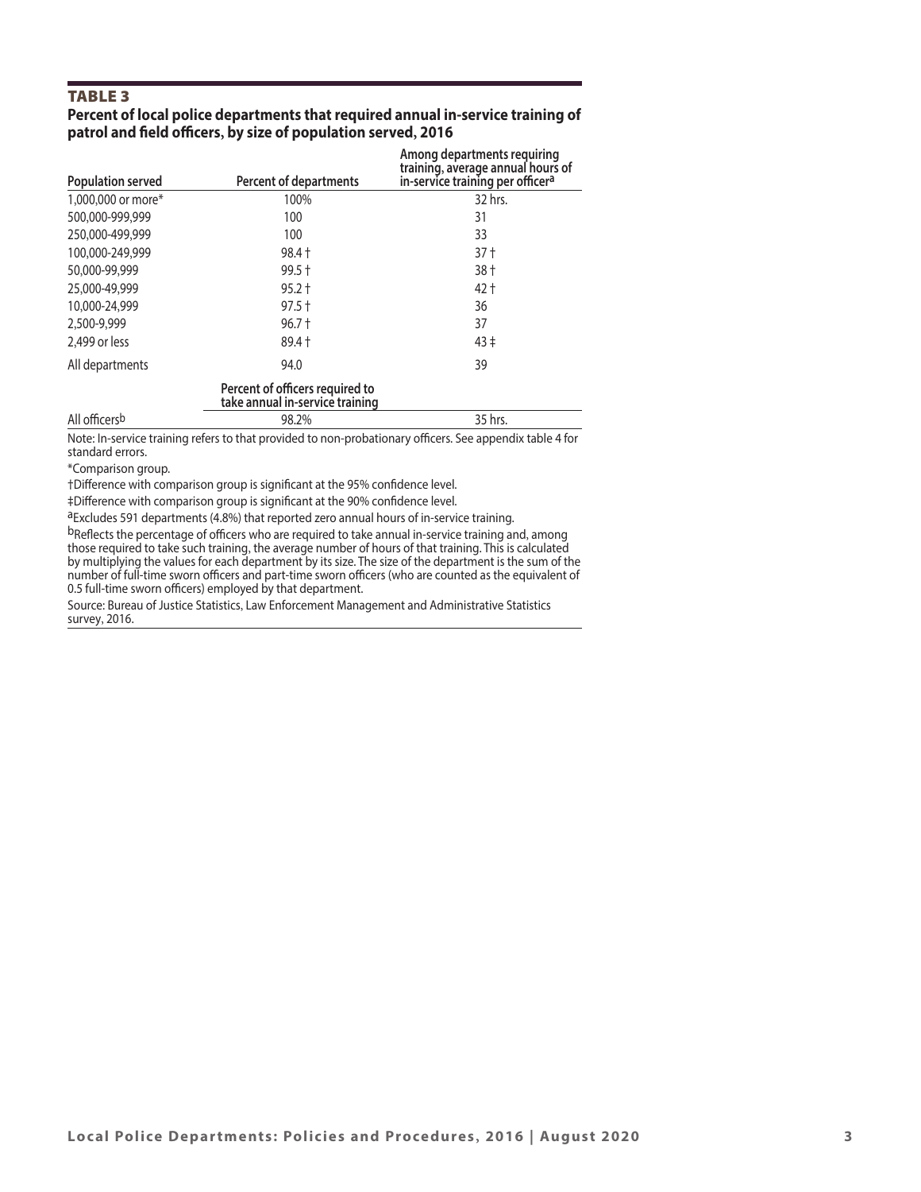## TABLE 3

**Percent of local police departments that required annual in-service training of patrol and field officers, by size of population served, 2016**

| Population served | Percent of departments | Among departments requiring training, average annual hours of in-service training per officer[a] |
|---|---|---|
| 1,000,000 or more* | 100% | 32 hrs. |
| 500,000-999,999 | 100 | 31 |
| 250,000-499,999 | 100 | 33 |
| 100,000-249,999 | 98.4 † | 37 † |
| 50,000-99,999 | 99.5 † | 38 † |
| 25,000-49,999 | 95.2 † | 42 † |
| 10,000-24,999 | 97.5 † | 36 |
| 2,500-9,999 | 96.7 † | 37 |
| 2,499 or less | 89.4 † | 43 ‡ |
| All departments | 94.0 | 39 |
| | **Percent of officers required to take annual in-service training** | |
| All officers[b] | 98.2% | 35 hrs. |

Note: In-service training refers to that provided to non-probationary officers. See appendix table 4 for standard errors.

*Comparison group.

†Difference with comparison group is significant at the 95% confidence level.

‡Difference with comparison group is significant at the 90% confidence level.

[a]Excludes 591 departments (4.8%) that reported zero annual hours of in-service training.

[b]Reflects the percentage of officers who are required to take annual in-service training and, among those required to take such training, the average number of hours of that training. This is calculated by multiplying the values for each department by its size. The size of the department is the sum of the number of full-time sworn officers and part-time sworn officers (who are counted as the equivalent of 0.5 full-time sworn officers) employed by that department.

Source: Bureau of Justice Statistics, Law Enforcement Management and Administrative Statistics survey, 2016.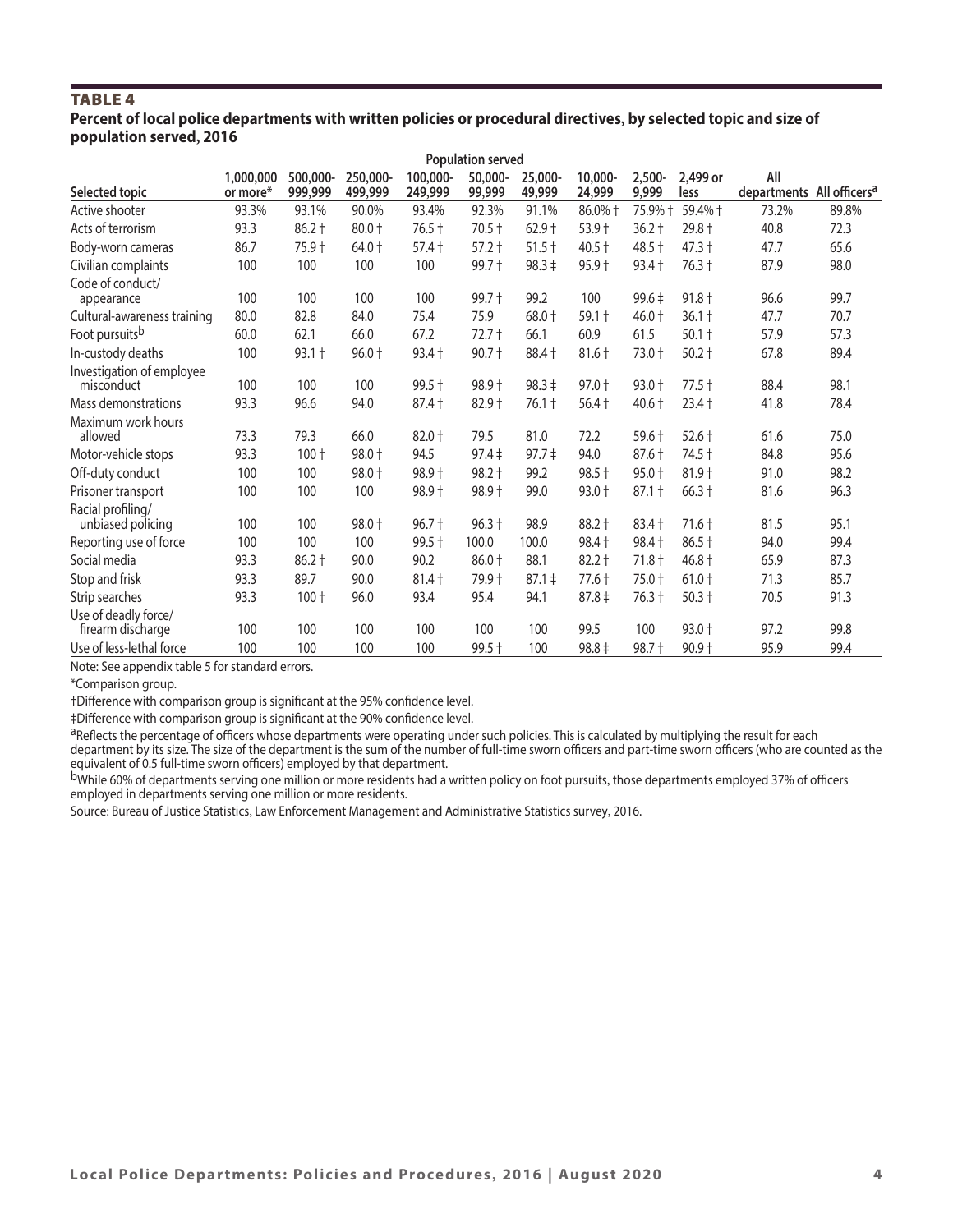### TABLE 4

**Percent of local police departments with written policies or procedural directives, by selected topic and size of population served, 2016**

| | Population served | | | | | | | | | | |
|---|---|---|---|---|---|---|---|---|---|---|---|
| Selected topic | 1,000,000 or more* | 500,000-999,999 | 250,000-499,999 | 100,000-249,999 | 50,000-99,999 | 25,000-49,999 | 10,000-24,999 | 2,500-9,999 | 2,499 or less | All departments | All officers[a] |
| Active shooter | 93.3% | 93.1% | 90.0% | 93.4% | 92.3% | 91.1% | 86.0% † | 75.9% † | 59.4% † | 73.2% | 89.8% |
| Acts of terrorism | 93.3 | 86.2 † | 80.0 † | 76.5 † | 70.5 † | 62.9 † | 53.9 † | 36.2 † | 29.8 † | 40.8 | 72.3 |
| Body-worn cameras | 86.7 | 75.9 † | 64.0 † | 57.4 † | 57.2 † | 51.5 † | 40.5 † | 48.5 † | 47.3 † | 47.7 | 65.6 |
| Civilian complaints | 100 | 100 | 100 | 100 | 99.7 † | 98.3 ‡ | 95.9 † | 93.4 † | 76.3 † | 87.9 | 98.0 |
| Code of conduct/ appearance | 100 | 100 | 100 | 100 | 99.7 † | 99.2 | 100 | 99.6 ‡ | 91.8 † | 96.6 | 99.7 |
| Cultural-awareness training | 80.0 | 82.8 | 84.0 | 75.4 | 75.9 | 68.0 † | 59.1 † | 46.0 † | 36.1 † | 47.7 | 70.7 |
| Foot pursuits[b] | 60.0 | 62.1 | 66.0 | 67.2 | 72.7 † | 66.1 | 60.9 | 61.5 | 50.1 † | 57.9 | 57.3 |
| In-custody deaths | 100 | 93.1 † | 96.0 † | 93.4 † | 90.7 † | 88.4 † | 81.6 † | 73.0 † | 50.2 † | 67.8 | 89.4 |
| Investigation of employee misconduct | 100 | 100 | 100 | 99.5 † | 98.9 † | 98.3 ‡ | 97.0 † | 93.0 † | 77.5 † | 88.4 | 98.1 |
| Mass demonstrations | 93.3 | 96.6 | 94.0 | 87.4 † | 82.9 † | 76.1 † | 56.4 † | 40.6 † | 23.4 † | 41.8 | 78.4 |
| Maximum work hours allowed | 73.3 | 79.3 | 66.0 | 82.0 † | 79.5 | 81.0 | 72.2 | 59.6 † | 52.6 † | 61.6 | 75.0 |
| Motor-vehicle stops | 93.3 | 100 † | 98.0 † | 94.5 | 97.4 ‡ | 97.7 ‡ | 94.0 | 87.6 † | 74.5 † | 84.8 | 95.6 |
| Off-duty conduct | 100 | 100 | 98.0 † | 98.9 † | 98.2 † | 99.2 | 98.5 † | 95.0 † | 81.9 † | 91.0 | 98.2 |
| Prisoner transport | 100 | 100 | 100 | 98.9 † | 98.9 † | 99.0 | 93.0 † | 87.1 † | 66.3 † | 81.6 | 96.3 |
| Racial profiling/ unbiased policing | 100 | 100 | 98.0 † | 96.7 † | 96.3 † | 98.9 | 88.2 † | 83.4 † | 71.6 † | 81.5 | 95.1 |
| Reporting use of force | 100 | 100 | 100 | 99.5 † | 100.0 | 100.0 | 98.4 † | 98.4 † | 86.5 † | 94.0 | 99.4 |
| Social media | 93.3 | 86.2 † | 90.0 | 90.2 | 86.0 † | 88.1 | 82.2 † | 71.8 † | 46.8 † | 65.9 | 87.3 |
| Stop and frisk | 93.3 | 89.7 | 90.0 | 81.4 † | 79.9 † | 87.1 ‡ | 77.6 † | 75.0 † | 61.0 † | 71.3 | 85.7 |
| Strip searches | 93.3 | 100 † | 96.0 | 93.4 | 95.4 | 94.1 | 87.8 ‡ | 76.3 † | 50.3 † | 70.5 | 91.3 |
| Use of deadly force/ firearm discharge | 100 | 100 | 100 | 100 | 100 | 100 | 99.5 | 100 | 93.0 † | 97.2 | 99.8 |
| Use of less-lethal force | 100 | 100 | 100 | 100 | 99.5 † | 100 | 98.8 ‡ | 98.7 † | 90.9 † | 95.9 | 99.4 |

Note: See appendix table 5 for standard errors.

*Comparison group.

†Difference with comparison group is significant at the 95% confidence level.

‡Difference with comparison group is significant at the 90% confidence level.

[a]Reflects the percentage of officers whose departments were operating under such policies. This is calculated by multiplying the result for each department by its size. The size of the department is the sum of the number of full-time sworn officers and part-time sworn officers (who are counted as the equivalent of 0.5 full-time sworn officers) employed by that department.

[b]While 60% of departments serving one million or more residents had a written policy on foot pursuits, those departments employed 37% of officers employed in departments serving one million or more residents.

Source: Bureau of Justice Statistics, Law Enforcement Management and Administrative Statistics survey, 2016.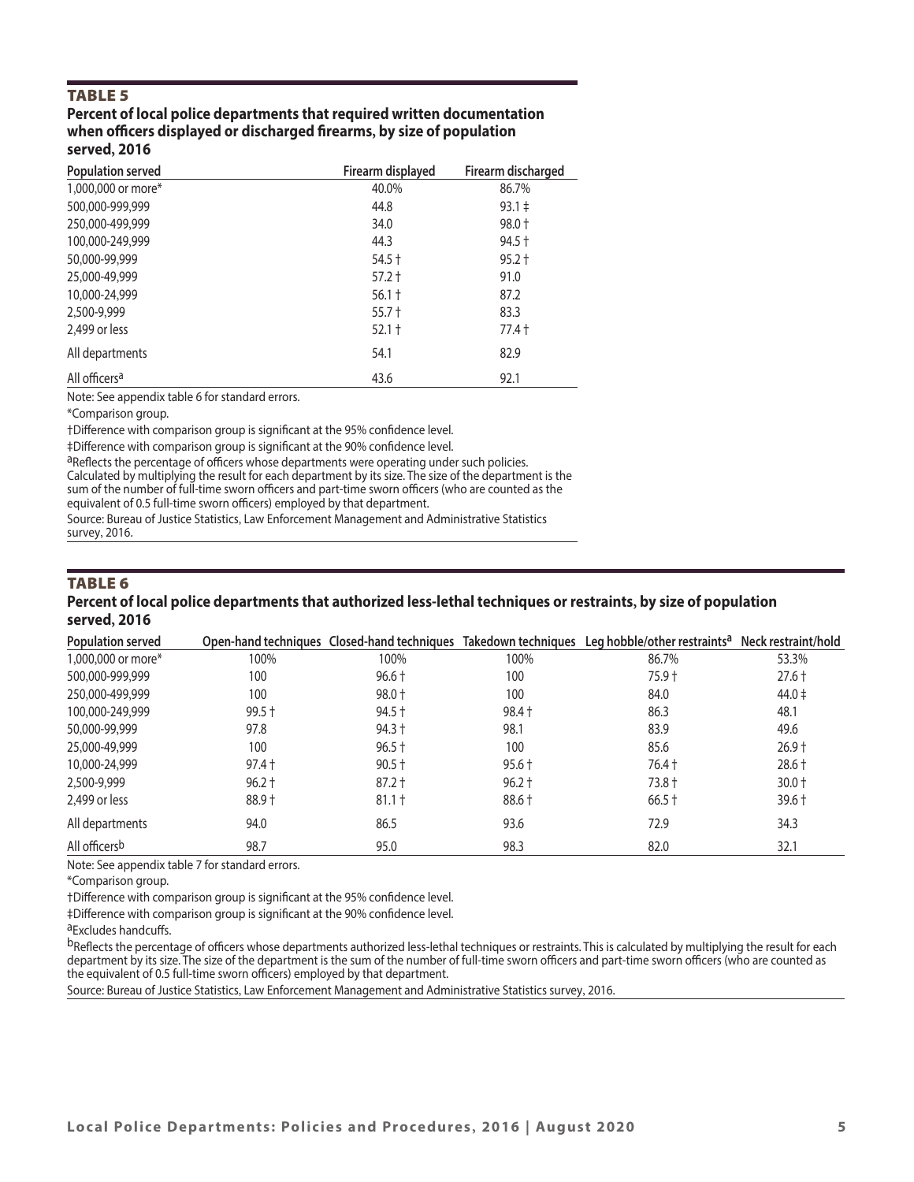## TABLE 5

**Percent of local police departments that required written documentation when officers displayed or discharged firearms, by size of population served, 2016**

| Population served | Firearm displayed | Firearm discharged |
|---|---|---|
| 1,000,000 or more* | 40.0% | 86.7% |
| 500,000-999,999 | 44.8 | 93.1 ‡ |
| 250,000-499,999 | 34.0 | 98.0 † |
| 100,000-249,999 | 44.3 | 94.5 † |
| 50,000-99,999 | 54.5 † | 95.2 † |
| 25,000-49,999 | 57.2 † | 91.0 |
| 10,000-24,999 | 56.1 † | 87.2 |
| 2,500-9,999 | 55.7 † | 83.3 |
| 2,499 or less | 52.1 † | 77.4 † |
| All departments | 54.1 | 82.9 |
| All officers[a] | 43.6 | 92.1 |

Note: See appendix table 6 for standard errors.

*Comparison group.

†Difference with comparison group is significant at the 95% confidence level.

‡Difference with comparison group is significant at the 90% confidence level.

[a]Reflects the percentage of officers whose departments were operating under such policies. Calculated by multiplying the result for each department by its size. The size of the department is the sum of the number of full-time sworn officers and part-time sworn officers (who are counted as the equivalent of 0.5 full-time sworn officers) employed by that department.

Source: Bureau of Justice Statistics, Law Enforcement Management and Administrative Statistics survey, 2016.

## TABLE 6

**Percent of local police departments that authorized less-lethal techniques or restraints, by size of population served, 2016**

| Population served | Open-hand techniques | Closed-hand techniques | Takedown techniques | Leg hobble/other restraints[a] | Neck restraint/hold |
|---|---|---|---|---|---|
| 1,000,000 or more* | 100% | 100% | 100% | 86.7% | 53.3% |
| 500,000-999,999 | 100 | 96.6 † | 100 | 75.9 † | 27.6 † |
| 250,000-499,999 | 100 | 98.0 † | 100 | 84.0 | 44.0 ‡ |
| 100,000-249,999 | 99.5 † | 94.5 † | 98.4 † | 86.3 | 48.1 |
| 50,000-99,999 | 97.8 | 94.3 † | 98.1 | 83.9 | 49.6 |
| 25,000-49,999 | 100 | 96.5 † | 100 | 85.6 | 26.9 † |
| 10,000-24,999 | 97.4 † | 90.5 † | 95.6 † | 76.4 † | 28.6 † |
| 2,500-9,999 | 96.2 † | 87.2 † | 96.2 † | 73.8 † | 30.0 † |
| 2,499 or less | 88.9 † | 81.1 † | 88.6 † | 66.5 † | 39.6 † |
| All departments | 94.0 | 86.5 | 93.6 | 72.9 | 34.3 |
| All officers[b] | 98.7 | 95.0 | 98.3 | 82.0 | 32.1 |

Note: See appendix table 7 for standard errors.

*Comparison group.

†Difference with comparison group is significant at the 95% confidence level.

‡Difference with comparison group is significant at the 90% confidence level.

[a]Excludes handcuffs.

[b]Reflects the percentage of officers whose departments authorized less-lethal techniques or restraints. This is calculated by multiplying the result for each department by its size. The size of the department is the sum of the number of full-time sworn officers and part-time sworn officers (who are counted as the equivalent of 0.5 full-time sworn officers) employed by that department.

Source: Bureau of Justice Statistics, Law Enforcement Management and Administrative Statistics survey, 2016.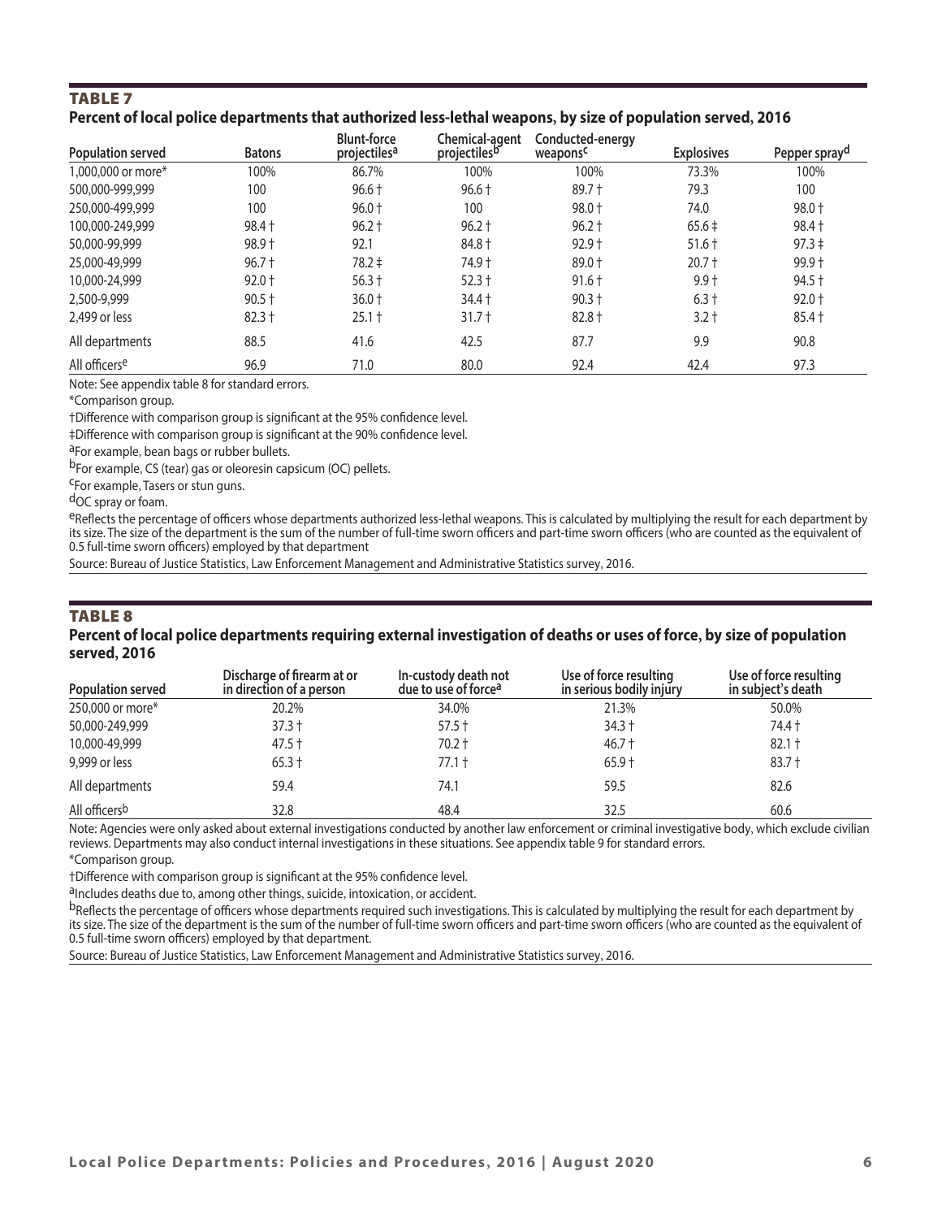## TABLE 7

**Percent of local police departments that authorized less-lethal weapons, by size of population served, 2016**

| Population served | Batons | Blunt-force projectiles[a] | Chemical-agent projectiles[b] | Conducted-energy weapons[c] | Explosives | Pepper spray[d] |
|---|---|---|---|---|---|---|
| 1,000,000 or more* | 100% | 86.7% | 100% | 100% | 73.3% | 100% |
| 500,000-999,999 | 100 | 96.6 † | 96.6 † | 89.7 † | 79.3 | 100 |
| 250,000-499,999 | 100 | 96.0 † | 100 | 98.0 † | 74.0 | 98.0 † |
| 100,000-249,999 | 98.4 † | 96.2 † | 96.2 † | 96.2 † | 65.6 ‡ | 98.4 † |
| 50,000-99,999 | 98.9 † | 92.1 | 84.8 † | 92.9 † | 51.6 † | 97.3 ‡ |
| 25,000-49,999 | 96.7 † | 78.2 ‡ | 74.9 † | 89.0 † | 20.7 † | 99.9 † |
| 10,000-24,999 | 92.0 † | 56.3 † | 52.3 † | 91.6 † | 9.9 † | 94.5 † |
| 2,500-9,999 | 90.5 † | 36.0 † | 34.4 † | 90.3 † | 6.3 † | 92.0 † |
| 2,499 or less | 82.3 † | 25.1 † | 31.7 † | 82.8 † | 3.2 † | 85.4 † |
| All departments | 88.5 | 41.6 | 42.5 | 87.7 | 9.9 | 90.8 |
| All officers[e] | 96.9 | 71.0 | 80.0 | 92.4 | 42.4 | 97.3 |

Note: See appendix table 8 for standard errors.

*Comparison group.

†Difference with comparison group is significant at the 95% confidence level.

‡Difference with comparison group is significant at the 90% confidence level.

[a]For example, bean bags or rubber bullets.

[b]For example, CS (tear) gas or oleoresin capsicum (OC) pellets.

[c]For example, Tasers or stun guns.

[d]OC spray or foam.

[e]Reflects the percentage of officers whose departments authorized less-lethal weapons. This is calculated by multiplying the result for each department by its size. The size of the department is the sum of the number of full-time sworn officers and part-time sworn officers (who are counted as the equivalent of 0.5 full-time sworn officers) employed by that department

Source: Bureau of Justice Statistics, Law Enforcement Management and Administrative Statistics survey, 2016.

## TABLE 8

**Percent of local police departments requiring external investigation of deaths or uses of force, by size of population served, 2016**

| Population served | Discharge of firearm at or in direction of a person | In-custody death not due to use of force[a] | Use of force resulting in serious bodily injury | Use of force resulting in subject's death |
|---|---|---|---|---|
| 250,000 or more* | 20.2% | 34.0% | 21.3% | 50.0% |
| 50,000-249,999 | 37.3 † | 57.5 † | 34.3 † | 74.4 † |
| 10,000-49,999 | 47.5 † | 70.2 † | 46.7 † | 82.1 † |
| 9,999 or less | 65.3 † | 77.1 † | 65.9 † | 83.7 † |
| All departments | 59.4 | 74.1 | 59.5 | 82.6 |
| All officers[b] | 32.8 | 48.4 | 32.5 | 60.6 |

Note: Agencies were only asked about external investigations conducted by another law enforcement or criminal investigative body, which exclude civilian reviews. Departments may also conduct internal investigations in these situations. See appendix table 9 for standard errors.

*Comparison group.

†Difference with comparison group is significant at the 95% confidence level.

[a]Includes deaths due to, among other things, suicide, intoxication, or accident.

[b]Reflects the percentage of officers whose departments required such investigations. This is calculated by multiplying the result for each department by its size. The size of the department is the sum of the number of full-time sworn officers and part-time sworn officers (who are counted as the equivalent of 0.5 full-time sworn officers) employed by that department.

Source: Bureau of Justice Statistics, Law Enforcement Management and Administrative Statistics survey, 2016.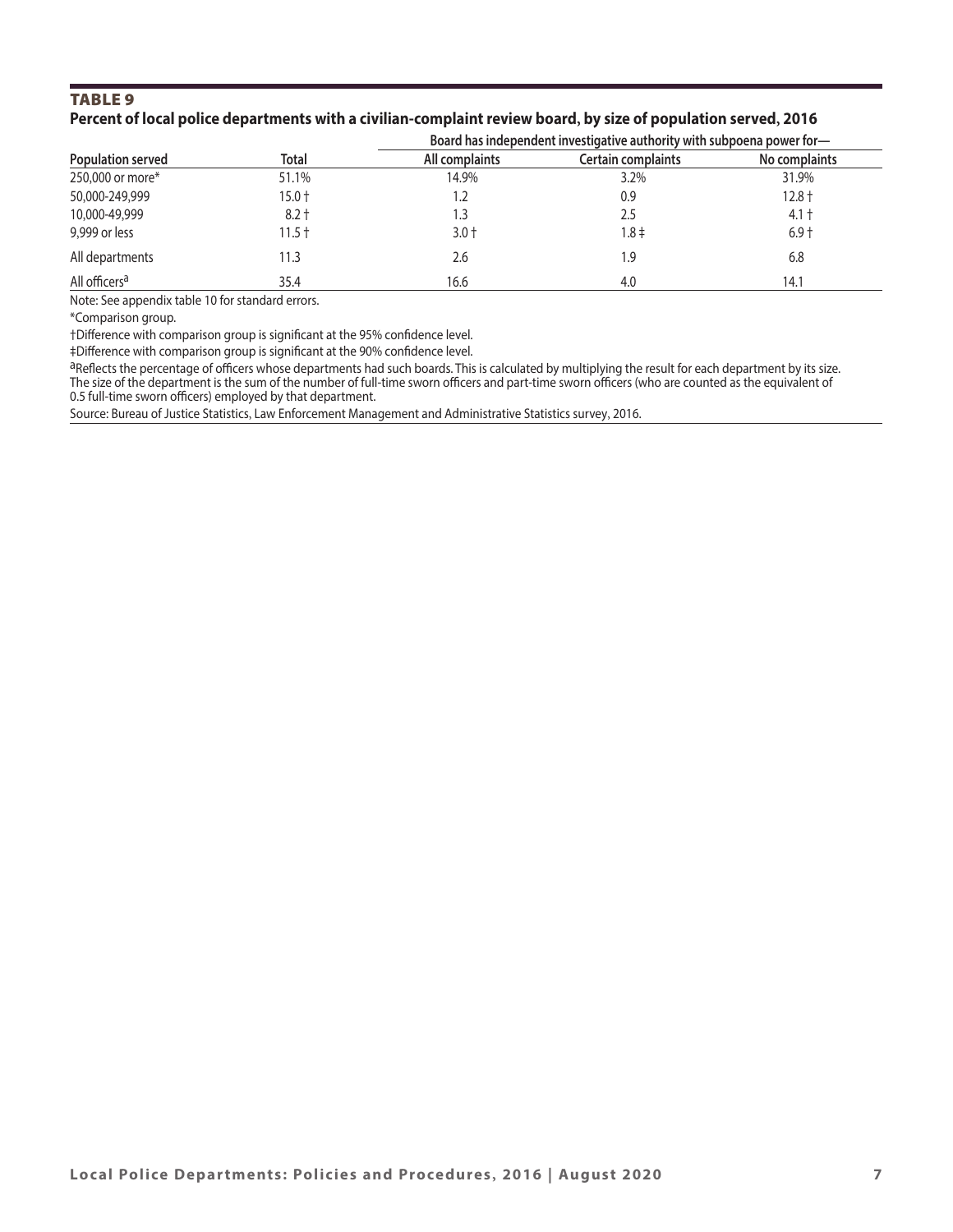## TABLE 9

**Percent of local police departments with a civilian-complaint review board, by size of population served, 2016**

| Population served | Total | Board has independent investigative authority with subpoena power for— | | |
|---|---|---|---|---|
| | | All complaints | Certain complaints | No complaints |
| 250,000 or more* | 51.1% | 14.9% | 3.2% | 31.9% |
| 50,000-249,999 | 15.0 † | 1.2 | 0.9 | 12.8 † |
| 10,000-49,999 | 8.2 † | 1.3 | 2.5 | 4.1 † |
| 9,999 or less | 11.5 † | 3.0 † | 1.8 ‡ | 6.9 † |
| All departments | 11.3 | 2.6 | 1.9 | 6.8 |
| All officers[a] | 35.4 | 16.6 | 4.0 | 14.1 |

Note: See appendix table 10 for standard errors.

*Comparison group.

†Difference with comparison group is significant at the 95% confidence level.

‡Difference with comparison group is significant at the 90% confidence level.

[a]Reflects the percentage of officers whose departments had such boards. This is calculated by multiplying the result for each department by its size. The size of the department is the sum of the number of full-time sworn officers and part-time sworn officers (who are counted as the equivalent of 0.5 full-time sworn officers) employed by that department.

Source: Bureau of Justice Statistics, Law Enforcement Management and Administrative Statistics survey, 2016.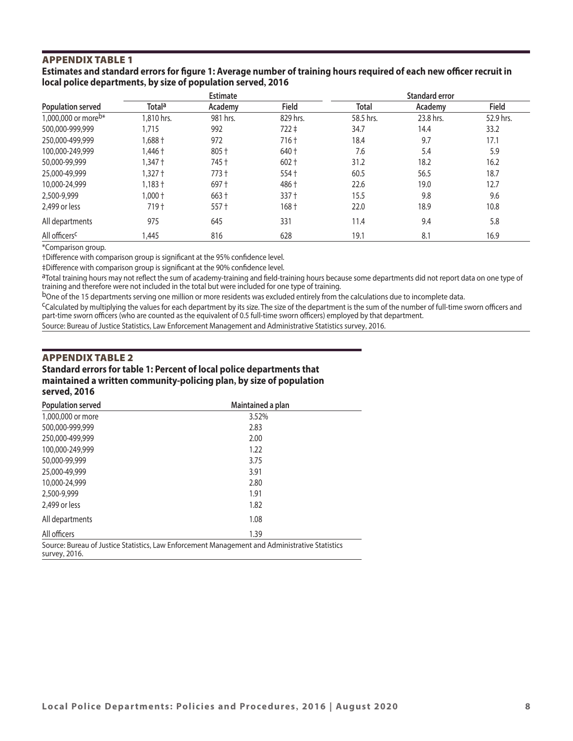## APPENDIX TABLE 1

**Estimates and standard errors for figure 1: Average number of training hours required of each new officer recruit in local police departments, by size of population served, 2016**

| Population served | Estimate | | | Standard error | | |
|---|---|---|---|---|---|---|
| | Total[a] | Academy | Field | Total | Academy | Field |
| 1,000,000 or more[b]* | 1,810 hrs. | 981 hrs. | 829 hrs. | 58.5 hrs. | 23.8 hrs. | 52.9 hrs. |
| 500,000-999,999 | 1,715 | 992 | 722 ‡ | 34.7 | 14.4 | 33.2 |
| 250,000-499,999 | 1,688 † | 972 | 716 † | 18.4 | 9.7 | 17.1 |
| 100,000-249,999 | 1,446 † | 805 † | 640 † | 7.6 | 5.4 | 5.9 |
| 50,000-99,999 | 1,347 † | 745 † | 602 † | 31.2 | 18.2 | 16.2 |
| 25,000-49,999 | 1,327 † | 773 † | 554 † | 60.5 | 56.5 | 18.7 |
| 10,000-24,999 | 1,183 † | 697 † | 486 † | 22.6 | 19.0 | 12.7 |
| 2,500-9,999 | 1,000 † | 663 † | 337 † | 15.5 | 9.8 | 9.6 |
| 2,499 or less | 719 † | 557 † | 168 † | 22.0 | 18.9 | 10.8 |
| All departments | 975 | 645 | 331 | 11.4 | 9.4 | 5.8 |
| All officers[c] | 1,445 | 816 | 628 | 19.1 | 8.1 | 16.9 |

*Comparison group.

†Difference with comparison group is significant at the 95% confidence level.

‡Difference with comparison group is significant at the 90% confidence level.

[a]Total training hours may not reflect the sum of academy-training and field-training hours because some departments did not report data on one type of training and therefore were not included in the total but were included for one type of training.

[b]One of the 15 departments serving one million or more residents was excluded entirely from the calculations due to incomplete data.

[c]Calculated by multiplying the values for each department by its size. The size of the department is the sum of the number of full-time sworn officers and part-time sworn officers (who are counted as the equivalent of 0.5 full-time sworn officers) employed by that department.

Source: Bureau of Justice Statistics, Law Enforcement Management and Administrative Statistics survey, 2016.

## APPENDIX TABLE 2

**Standard errors for table 1: Percent of local police departments that maintained a written community-policing plan, by size of population served, 2016**

| Population served | Maintained a plan |
|---|---|
| 1,000,000 or more | 3.52% |
| 500,000-999,999 | 2.83 |
| 250,000-499,999 | 2.00 |
| 100,000-249,999 | 1.22 |
| 50,000-99,999 | 3.75 |
| 25,000-49,999 | 3.91 |
| 10,000-24,999 | 2.80 |
| 2,500-9,999 | 1.91 |
| 2,499 or less | 1.82 |
| All departments | 1.08 |
| All officers | 1.39 |

Source: Bureau of Justice Statistics, Law Enforcement Management and Administrative Statistics survey, 2016.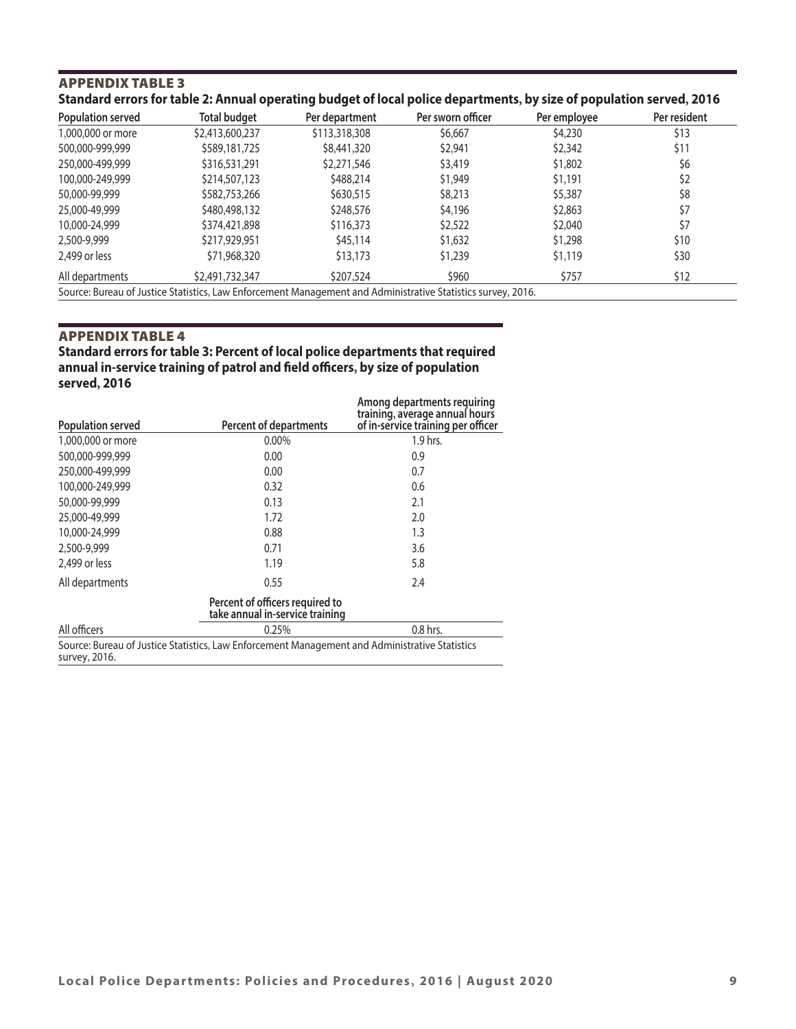## APPENDIX TABLE 3

**Standard errors for table 2: Annual operating budget of local police departments, by size of population served, 2016**

| Population served | Total budget | Per department | Per sworn officer | Per employee | Per resident |
|---|---|---|---|---|---|
| 1,000,000 or more | $2,413,600,237 | $113,318,308 | $6,667 | $4,230 | $13 |
| 500,000-999,999 | $589,181,725 | $8,441,320 | $2,941 | $2,342 | $11 |
| 250,000-499,999 | $316,531,291 | $2,271,546 | $3,419 | $1,802 | $6 |
| 100,000-249,999 | $214,507,123 | $488,214 | $1,949 | $1,191 | $2 |
| 50,000-99,999 | $582,753,266 | $630,515 | $8,213 | $5,387 | $8 |
| 25,000-49,999 | $480,498,132 | $248,576 | $4,196 | $2,863 | $7 |
| 10,000-24,999 | $374,421,898 | $116,373 | $2,522 | $2,040 | $7 |
| 2,500-9,999 | $217,929,951 | $45,114 | $1,632 | $1,298 | $10 |
| 2,499 or less | $71,968,320 | $13,173 | $1,239 | $1,119 | $30 |
| All departments | $2,491,732,347 | $207,524 | $960 | $757 | $12 |

Source: Bureau of Justice Statistics, Law Enforcement Management and Administrative Statistics survey, 2016.

## APPENDIX TABLE 4

**Standard errors for table 3: Percent of local police departments that required annual in-service training of patrol and field officers, by size of population served, 2016**

| Population served | Percent of departments | Among departments requiring training, average annual hours of in-service training per officer |
|---|---|---|
| 1,000,000 or more | 0.00% | 1.9 hrs. |
| 500,000-999,999 | 0.00 | 0.9 |
| 250,000-499,999 | 0.00 | 0.7 |
| 100,000-249,999 | 0.32 | 0.6 |
| 50,000-99,999 | 0.13 | 2.1 |
| 25,000-49,999 | 1.72 | 2.0 |
| 10,000-24,999 | 0.88 | 1.3 |
| 2,500-9,999 | 0.71 | 3.6 |
| 2,499 or less | 1.19 | 5.8 |
| All departments | 0.55 | 2.4 |
| | **Percent of officers required to take annual in-service training** | |
| All officers | 0.25% | 0.8 hrs. |

Source: Bureau of Justice Statistics, Law Enforcement Management and Administrative Statistics survey, 2016.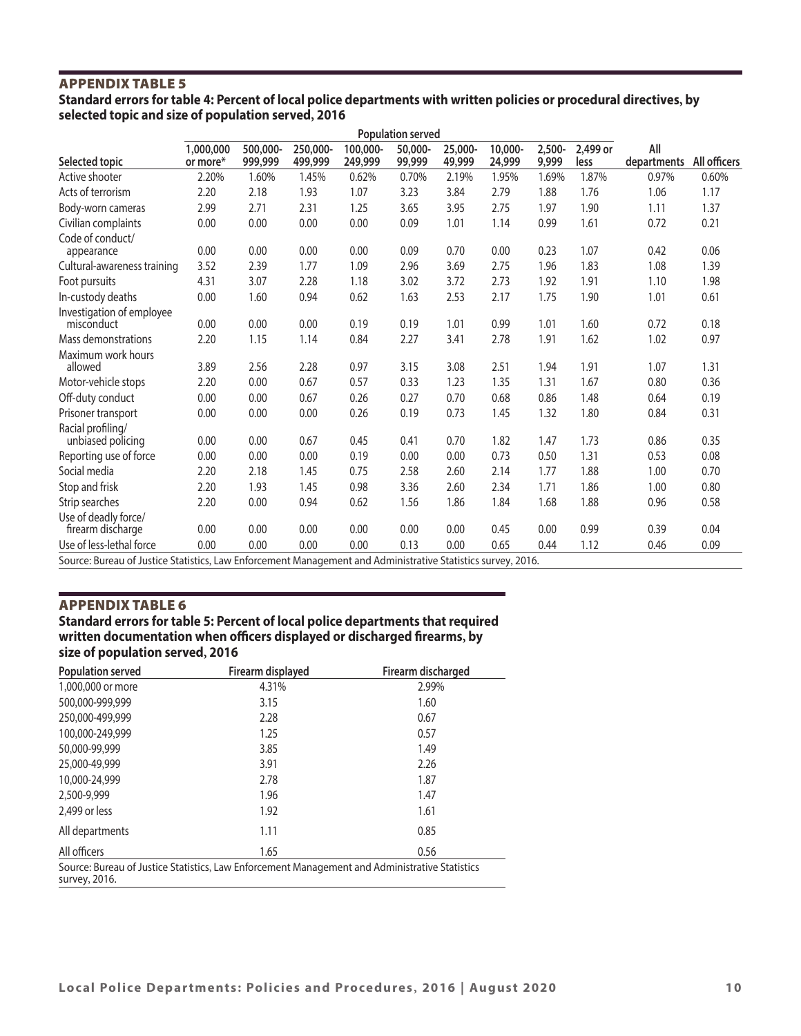## APPENDIX TABLE 5

**Standard errors for table 4: Percent of local police departments with written policies or procedural directives, by selected topic and size of population served, 2016**

| | Population served | | | | | | | | | | |
|---|---|---|---|---|---|---|---|---|---|---|---|
| Selected topic | 1,000,000 or more* | 500,000-999,999 | 250,000-499,999 | 100,000-249,999 | 50,000-99,999 | 25,000-49,999 | 10,000-24,999 | 2,500-9,999 | 2,499 or less | All departments | All officers |
| Active shooter | 2.20% | 1.60% | 1.45% | 0.62% | 0.70% | 2.19% | 1.95% | 1.69% | 1.87% | 0.97% | 0.60% |
| Acts of terrorism | 2.20 | 2.18 | 1.93 | 1.07 | 3.23 | 3.84 | 2.79 | 1.88 | 1.76 | 1.06 | 1.17 |
| Body-worn cameras | 2.99 | 2.71 | 2.31 | 1.25 | 3.65 | 3.95 | 2.75 | 1.97 | 1.90 | 1.11 | 1.37 |
| Civilian complaints | 0.00 | 0.00 | 0.00 | 0.00 | 0.09 | 1.01 | 1.14 | 0.99 | 1.61 | 0.72 | 0.21 |
| Code of conduct/appearance | 0.00 | 0.00 | 0.00 | 0.00 | 0.09 | 0.70 | 0.00 | 0.23 | 1.07 | 0.42 | 0.06 |
| Cultural-awareness training | 3.52 | 2.39 | 1.77 | 1.09 | 2.96 | 3.69 | 2.75 | 1.96 | 1.83 | 1.08 | 1.39 |
| Foot pursuits | 4.31 | 3.07 | 2.28 | 1.18 | 3.02 | 3.72 | 2.73 | 1.92 | 1.91 | 1.10 | 1.98 |
| In-custody deaths | 0.00 | 1.60 | 0.94 | 0.62 | 1.63 | 2.53 | 2.17 | 1.75 | 1.90 | 1.01 | 0.61 |
| Investigation of employee misconduct | 0.00 | 0.00 | 0.00 | 0.19 | 0.19 | 1.01 | 0.99 | 1.01 | 1.60 | 0.72 | 0.18 |
| Mass demonstrations | 2.20 | 1.15 | 1.14 | 0.84 | 2.27 | 3.41 | 2.78 | 1.91 | 1.62 | 1.02 | 0.97 |
| Maximum work hours allowed | 3.89 | 2.56 | 2.28 | 0.97 | 3.15 | 3.08 | 2.51 | 1.94 | 1.91 | 1.07 | 1.31 |
| Motor-vehicle stops | 2.20 | 0.00 | 0.67 | 0.57 | 0.33 | 1.23 | 1.35 | 1.31 | 1.67 | 0.80 | 0.36 |
| Off-duty conduct | 0.00 | 0.00 | 0.67 | 0.26 | 0.27 | 0.70 | 0.68 | 0.86 | 1.48 | 0.64 | 0.19 |
| Prisoner transport | 0.00 | 0.00 | 0.00 | 0.26 | 0.19 | 0.73 | 1.45 | 1.32 | 1.80 | 0.84 | 0.31 |
| Racial profiling/unbiased policing | 0.00 | 0.00 | 0.67 | 0.45 | 0.41 | 0.70 | 1.82 | 1.47 | 1.73 | 0.86 | 0.35 |
| Reporting use of force | 0.00 | 0.00 | 0.00 | 0.19 | 0.00 | 0.00 | 0.73 | 0.50 | 1.31 | 0.53 | 0.08 |
| Social media | 2.20 | 2.18 | 1.45 | 0.75 | 2.58 | 2.60 | 2.14 | 1.77 | 1.88 | 1.00 | 0.70 |
| Stop and frisk | 2.20 | 1.93 | 1.45 | 0.98 | 3.36 | 2.60 | 2.34 | 1.71 | 1.86 | 1.00 | 0.80 |
| Strip searches | 2.20 | 0.00 | 0.94 | 0.62 | 1.56 | 1.86 | 1.84 | 1.68 | 1.88 | 0.96 | 0.58 |
| Use of deadly force/firearm discharge | 0.00 | 0.00 | 0.00 | 0.00 | 0.00 | 0.00 | 0.45 | 0.00 | 0.99 | 0.39 | 0.04 |
| Use of less-lethal force | 0.00 | 0.00 | 0.00 | 0.00 | 0.13 | 0.00 | 0.65 | 0.44 | 1.12 | 0.46 | 0.09 |

Source: Bureau of Justice Statistics, Law Enforcement Management and Administrative Statistics survey, 2016.

## APPENDIX TABLE 6

**Standard errors for table 5: Percent of local police departments that required written documentation when officers displayed or discharged firearms, by size of population served, 2016**

| Population served | Firearm displayed | Firearm discharged |
|---|---|---|
| 1,000,000 or more | 4.31% | 2.99% |
| 500,000-999,999 | 3.15 | 1.60 |
| 250,000-499,999 | 2.28 | 0.67 |
| 100,000-249,999 | 1.25 | 0.57 |
| 50,000-99,999 | 3.85 | 1.49 |
| 25,000-49,999 | 3.91 | 2.26 |
| 10,000-24,999 | 2.78 | 1.87 |
| 2,500-9,999 | 1.96 | 1.47 |
| 2,499 or less | 1.92 | 1.61 |
| All departments | 1.11 | 0.85 |
| All officers | 1.65 | 0.56 |

Source: Bureau of Justice Statistics, Law Enforcement Management and Administrative Statistics survey, 2016.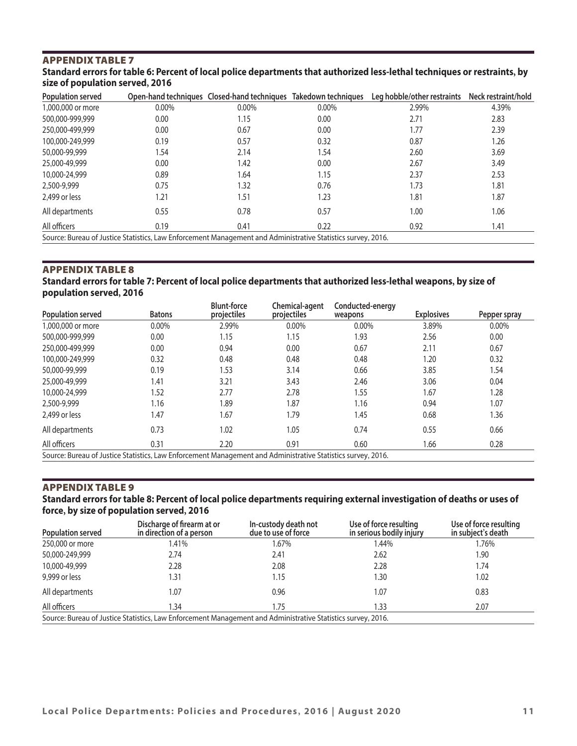## APPENDIX TABLE 7

**Standard errors for table 6: Percent of local police departments that authorized less-lethal techniques or restraints, by size of population served, 2016**

| Population served | Open-hand techniques | Closed-hand techniques | Takedown techniques | Leg hobble/other restraints | Neck restraint/hold |
|---|---|---|---|---|---|
| 1,000,000 or more | 0.00% | 0.00% | 0.00% | 2.99% | 4.39% |
| 500,000-999,999 | 0.00 | 1.15 | 0.00 | 2.71 | 2.83 |
| 250,000-499,999 | 0.00 | 0.67 | 0.00 | 1.77 | 2.39 |
| 100,000-249,999 | 0.19 | 0.57 | 0.32 | 0.87 | 1.26 |
| 50,000-99,999 | 1.54 | 2.14 | 1.54 | 2.60 | 3.69 |
| 25,000-49,999 | 0.00 | 1.42 | 0.00 | 2.67 | 3.49 |
| 10,000-24,999 | 0.89 | 1.64 | 1.15 | 2.37 | 2.53 |
| 2,500-9,999 | 0.75 | 1.32 | 0.76 | 1.73 | 1.81 |
| 2,499 or less | 1.21 | 1.51 | 1.23 | 1.81 | 1.87 |
| All departments | 0.55 | 0.78 | 0.57 | 1.00 | 1.06 |
| All officers | 0.19 | 0.41 | 0.22 | 0.92 | 1.41 |

Source: Bureau of Justice Statistics, Law Enforcement Management and Administrative Statistics survey, 2016.

## APPENDIX TABLE 8

**Standard errors for table 7: Percent of local police departments that authorized less-lethal weapons, by size of population served, 2016**

| Population served | Batons | Blunt-force projectiles | Chemical-agent projectiles | Conducted-energy weapons | Explosives | Pepper spray |
|---|---|---|---|---|---|---|
| 1,000,000 or more | 0.00% | 2.99% | 0.00% | 0.00% | 3.89% | 0.00% |
| 500,000-999,999 | 0.00 | 1.15 | 1.15 | 1.93 | 2.56 | 0.00 |
| 250,000-499,999 | 0.00 | 0.94 | 0.00 | 0.67 | 2.11 | 0.67 |
| 100,000-249,999 | 0.32 | 0.48 | 0.48 | 0.48 | 1.20 | 0.32 |
| 50,000-99,999 | 0.19 | 1.53 | 3.14 | 0.66 | 3.85 | 1.54 |
| 25,000-49,999 | 1.41 | 3.21 | 3.43 | 2.46 | 3.06 | 0.04 |
| 10,000-24,999 | 1.52 | 2.77 | 2.78 | 1.55 | 1.67 | 1.28 |
| 2,500-9,999 | 1.16 | 1.89 | 1.87 | 1.16 | 0.94 | 1.07 |
| 2,499 or less | 1.47 | 1.67 | 1.79 | 1.45 | 0.68 | 1.36 |
| All departments | 0.73 | 1.02 | 1.05 | 0.74 | 0.55 | 0.66 |
| All officers | 0.31 | 2.20 | 0.91 | 0.60 | 1.66 | 0.28 |

Source: Bureau of Justice Statistics, Law Enforcement Management and Administrative Statistics survey, 2016.

## APPENDIX TABLE 9

**Standard errors for table 8: Percent of local police departments requiring external investigation of deaths or uses of force, by size of population served, 2016**

| Population served | Discharge of firearm at or in direction of a person | In-custody death not due to use of force | Use of force resulting in serious bodily injury | Use of force resulting in subject's death |
|---|---|---|---|---|
| 250,000 or more | 1.41% | 1.67% | 1.44% | 1.76% |
| 50,000-249,999 | 2.74 | 2.41 | 2.62 | 1.90 |
| 10,000-49,999 | 2.28 | 2.08 | 2.28 | 1.74 |
| 9,999 or less | 1.31 | 1.15 | 1.30 | 1.02 |
| All departments | 1.07 | 0.96 | 1.07 | 0.83 |
| All officers | 1.34 | 1.75 | 1.33 | 2.07 |

Source: Bureau of Justice Statistics, Law Enforcement Management and Administrative Statistics survey, 2016.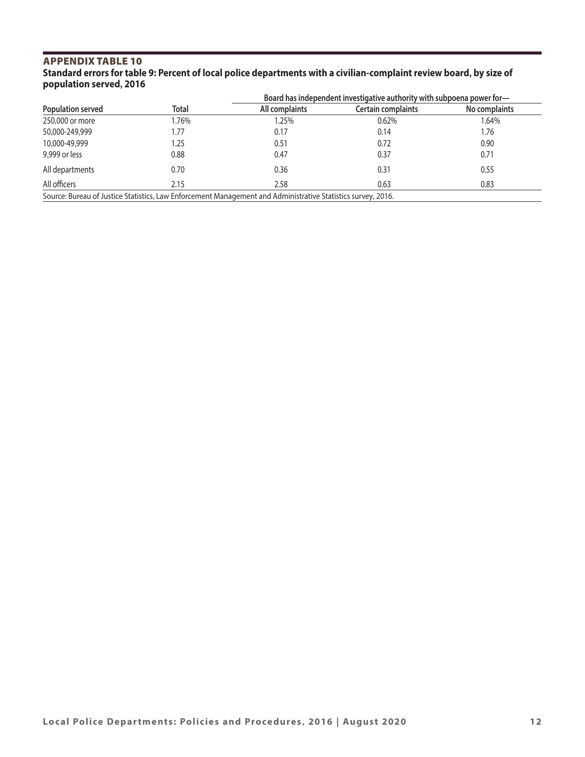## APPENDIX TABLE 10

**Standard errors for table 9: Percent of local police departments with a civilian-complaint review board, by size of population served, 2016**

| | | Board has independent investigative authority with subpoena power for— | | |
|---|---|---|---|---|
| **Population served** | **Total** | **All complaints** | **Certain complaints** | **No complaints** |
| 250,000 or more | 1.76% | 1.25% | 0.62% | 1.64% |
| 50,000-249,999 | 1.77 | 0.17 | 0.14 | 1.76 |
| 10,000-49,999 | 1.25 | 0.51 | 0.72 | 0.90 |
| 9,999 or less | 0.88 | 0.47 | 0.37 | 0.71 |
| All departments | 0.70 | 0.36 | 0.31 | 0.55 |
| All officers | 2.15 | 2.58 | 0.63 | 0.83 |

Source: Bureau of Justice Statistics, Law Enforcement Management and Administrative Statistics survey, 2016.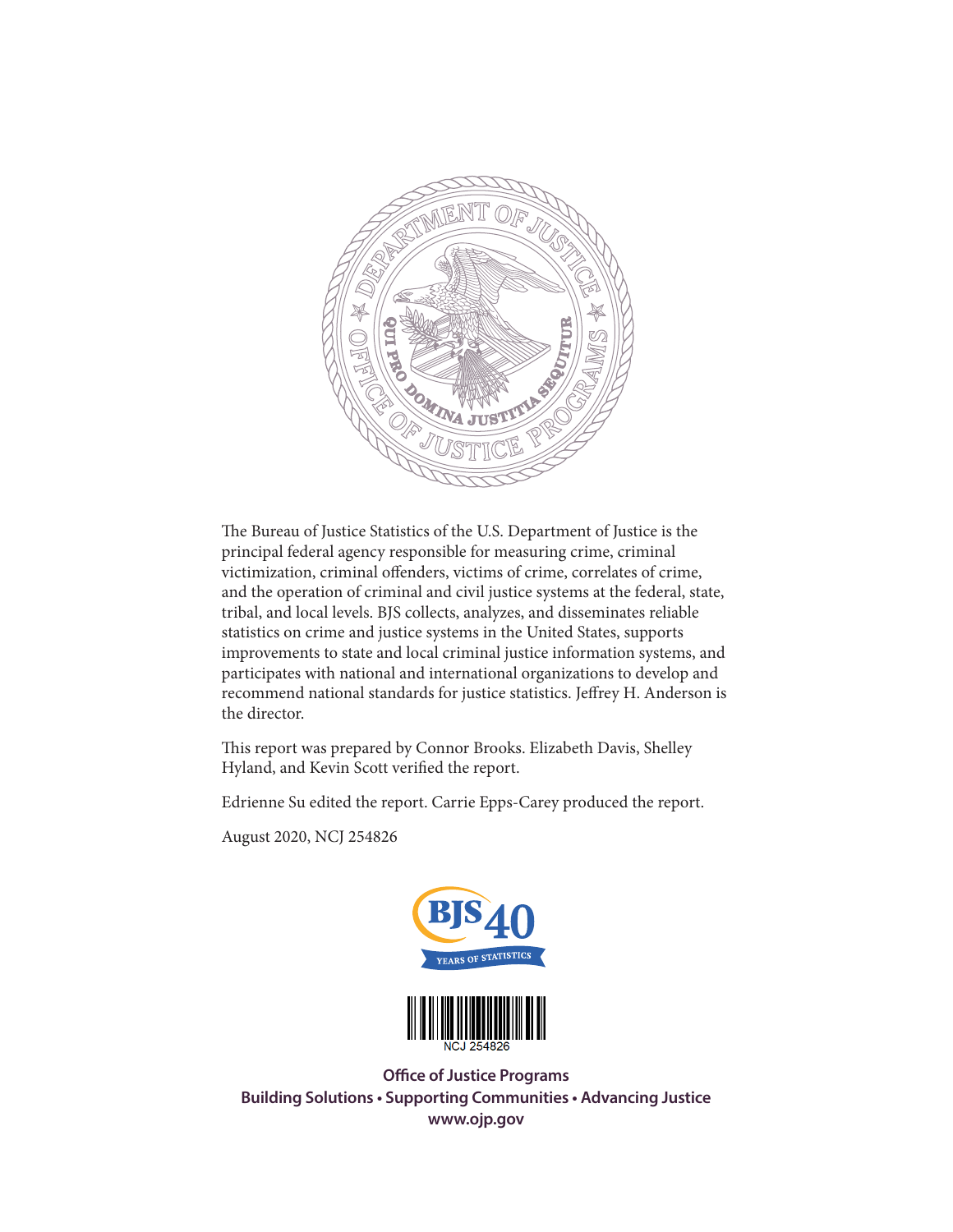The Bureau of Justice Statistics of the U.S. Department of Justice is the principal federal agency responsible for measuring crime, criminal victimization, criminal offenders, victims of crime, correlates of crime, and the operation of criminal and civil justice systems at the federal, state, tribal, and local levels. BJS collects, analyzes, and disseminates reliable statistics on crime and justice systems in the United States, supports improvements to state and local criminal justice information systems, and participates with national and international organizations to develop and recommend national standards for justice statistics. Jeffrey H. Anderson is the director.

This report was prepared by Connor Brooks. Elizabeth Davis, Shelley Hyland, and Kevin Scott verified the report.

Edrienne Su edited the report. Carrie Epps-Carey produced the report.

August 2020, NCJ 254826

NCJ 254826

**Office of Justice Programs**
**Building Solutions • Supporting Communities • Advancing Justice**
**www.ojp.gov**